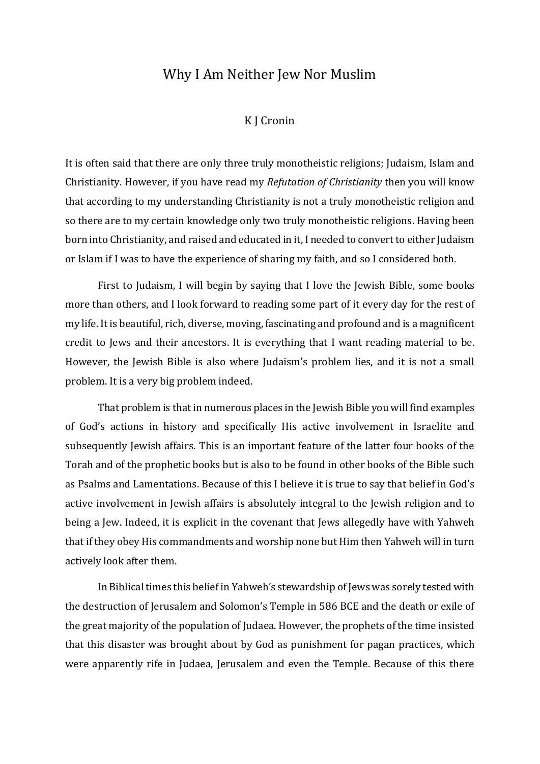# Why I Am Neither Jew Nor Muslim

K J Cronin

It is often said that there are only three truly monotheistic religions; Judaism, Islam and Christianity. However, if you have read my *Refutation of Christianity* then you will know that according to my understanding Christianity is not a truly monotheistic religion and so there are to my certain knowledge only two truly monotheistic religions. Having been born into Christianity, and raised and educated in it, I needed to convert to either Judaism or Islam if I was to have the experience of sharing my faith, and so I considered both.

First to Judaism, I will begin by saying that I love the Jewish Bible, some books more than others, and I look forward to reading some part of it every day for the rest of my life. It is beautiful, rich, diverse, moving, fascinating and profound and is a magnificent credit to Jews and their ancestors. It is everything that I want reading material to be. However, the Jewish Bible is also where Judaism's problem lies, and it is not a small problem. It is a very big problem indeed.

That problem is that in numerous places in the Jewish Bible you will find examples of God's actions in history and specifically His active involvement in Israelite and subsequently Jewish affairs. This is an important feature of the latter four books of the Torah and of the prophetic books but is also to be found in other books of the Bible such as Psalms and Lamentations. Because of this I believe it is true to say that belief in God's active involvement in Jewish affairs is absolutely integral to the Jewish religion and to being a Jew. Indeed, it is explicit in the covenant that Jews allegedly have with Yahweh that if they obey His commandments and worship none but Him then Yahweh will in turn actively look after them.

In Biblical times this belief in Yahweh's stewardship of Jews was sorely tested with the destruction of Jerusalem and Solomon's Temple in 586 BCE and the death or exile of the great majority of the population of Judaea. However, the prophets of the time insisted that this disaster was brought about by God as punishment for pagan practices, which were apparently rife in Judaea, Jerusalem and even the Temple. Because of this there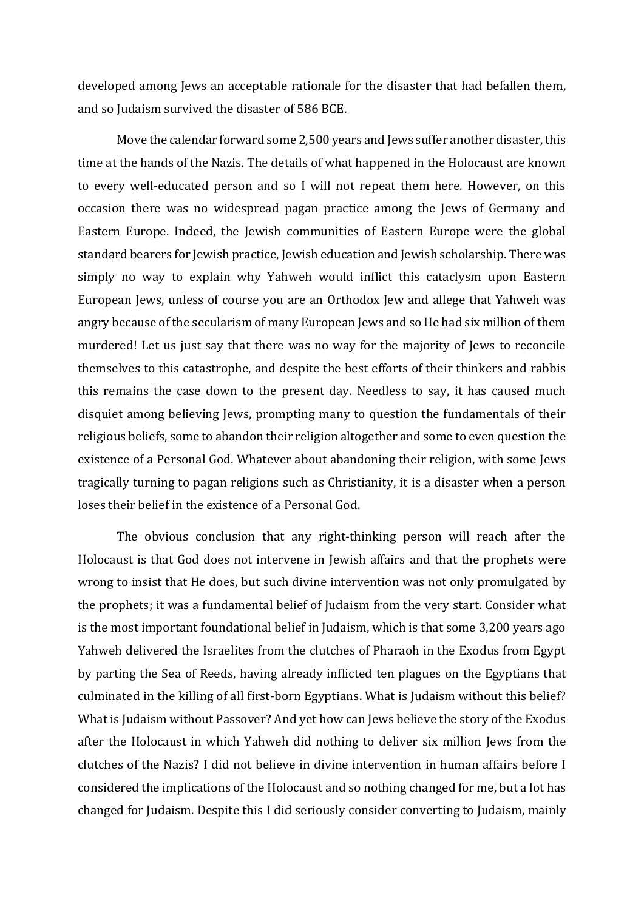developed among Jews an acceptable rationale for the disaster that had befallen them, and so Judaism survived the disaster of 586 BCE.

Move the calendar forward some 2,500 years and Jews suffer another disaster, this time at the hands of the Nazis. The details of what happened in the Holocaust are known to every well-educated person and so I will not repeat them here. However, on this occasion there was no widespread pagan practice among the Jews of Germany and Eastern Europe. Indeed, the Jewish communities of Eastern Europe were the global standard bearers for Jewish practice, Jewish education and Jewish scholarship. There was simply no way to explain why Yahweh would inflict this cataclysm upon Eastern European Jews, unless of course you are an Orthodox Jew and allege that Yahweh was angry because of the secularism of many European Jews and so He had six million of them murdered! Let us just say that there was no way for the majority of Jews to reconcile themselves to this catastrophe, and despite the best efforts of their thinkers and rabbis this remains the case down to the present day. Needless to say, it has caused much disquiet among believing Jews, prompting many to question the fundamentals of their religious beliefs, some to abandon their religion altogether and some to even question the existence of a Personal God. Whatever about abandoning their religion, with some Jews tragically turning to pagan religions such as Christianity, it is a disaster when a person loses their belief in the existence of a Personal God.

The obvious conclusion that any right-thinking person will reach after the Holocaust is that God does not intervene in Jewish affairs and that the prophets were wrong to insist that He does, but such divine intervention was not only promulgated by the prophets; it was a fundamental belief of Judaism from the very start. Consider what is the most important foundational belief in Judaism, which is that some 3,200 years ago Yahweh delivered the Israelites from the clutches of Pharaoh in the Exodus from Egypt by parting the Sea of Reeds, having already inflicted ten plagues on the Egyptians that culminated in the killing of all first-born Egyptians. What is Judaism without this belief? What is Judaism without Passover? And yet how can Jews believe the story of the Exodus after the Holocaust in which Yahweh did nothing to deliver six million Jews from the clutches of the Nazis? I did not believe in divine intervention in human affairs before I considered the implications of the Holocaust and so nothing changed for me, but a lot has changed for Judaism. Despite this I did seriously consider converting to Judaism, mainly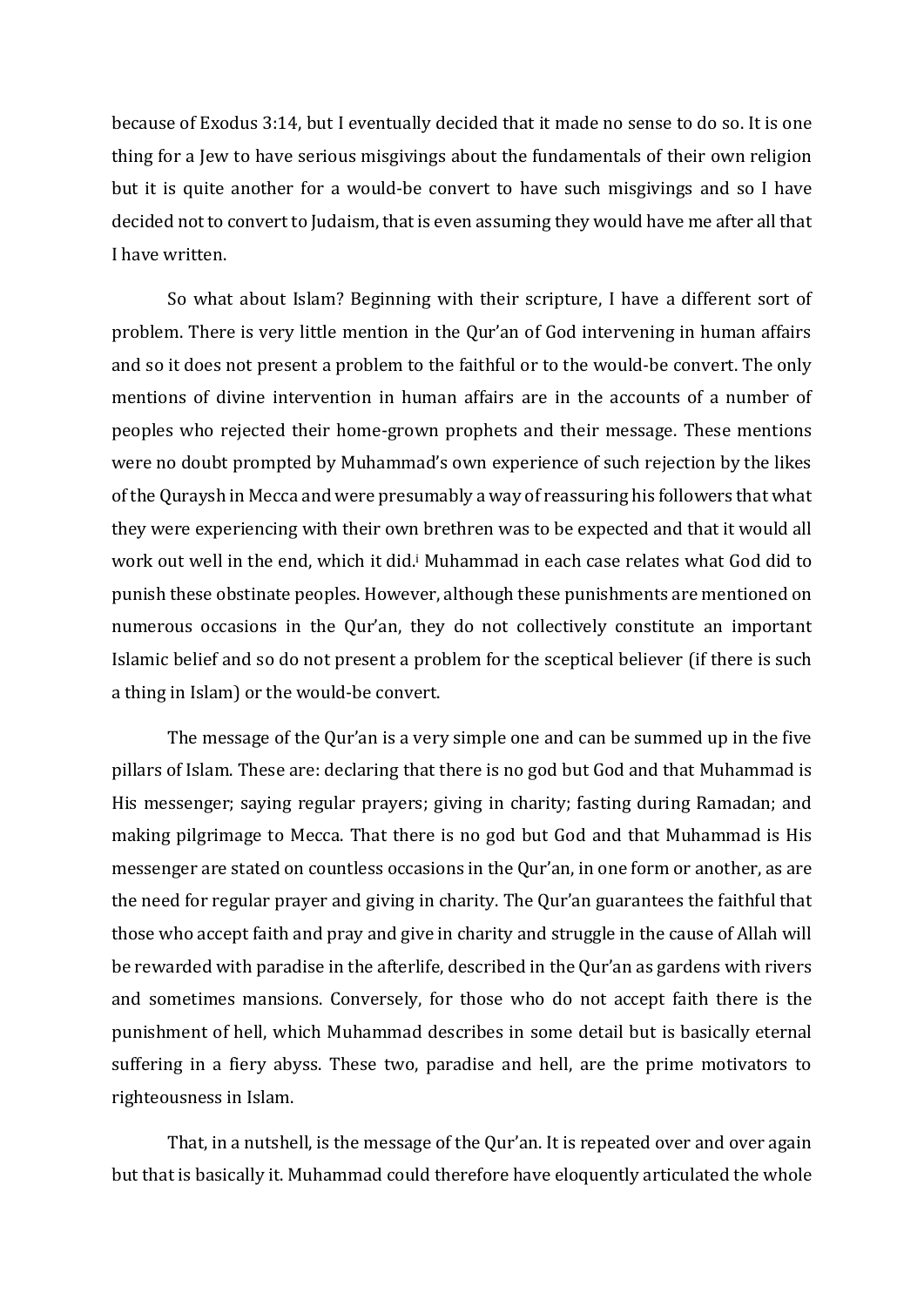because of Exodus 3:14, but I eventually decided that it made no sense to do so. It is one thing for a Jew to have serious misgivings about the fundamentals of their own religion but it is quite another for a would-be convert to have such misgivings and so I have decided not to convert to Judaism, that is even assuming they would have me after all that I have written.

So what about Islam? Beginning with their scripture, I have a different sort of problem. There is very little mention in the Qur'an of God intervening in human affairs and so it does not present a problem to the faithful or to the would-be convert. The only mentions of divine intervention in human affairs are in the accounts of a number of peoples who rejected their home-grown prophets and their message. These mentions were no doubt prompted by Muhammad's own experience of such rejection by the likes of the Quraysh in Mecca and were presumably a way of reassuring his followers that what they were experiencing with their own brethren was to be expected and that it would all work out well in the end, which it did.[i] Muhammad in each case relates what God did to punish these obstinate peoples. However, although these punishments are mentioned on numerous occasions in the Qur'an, they do not collectively constitute an important Islamic belief and so do not present a problem for the sceptical believer (if there is such a thing in Islam) or the would-be convert.

The message of the Qur'an is a very simple one and can be summed up in the five pillars of Islam. These are: declaring that there is no god but God and that Muhammad is His messenger; saying regular prayers; giving in charity; fasting during Ramadan; and making pilgrimage to Mecca. That there is no god but God and that Muhammad is His messenger are stated on countless occasions in the Qur'an, in one form or another, as are the need for regular prayer and giving in charity. The Qur'an guarantees the faithful that those who accept faith and pray and give in charity and struggle in the cause of Allah will be rewarded with paradise in the afterlife, described in the Qur'an as gardens with rivers and sometimes mansions. Conversely, for those who do not accept faith there is the punishment of hell, which Muhammad describes in some detail but is basically eternal suffering in a fiery abyss. These two, paradise and hell, are the prime motivators to righteousness in Islam.

That, in a nutshell, is the message of the Qur'an. It is repeated over and over again but that is basically it. Muhammad could therefore have eloquently articulated the whole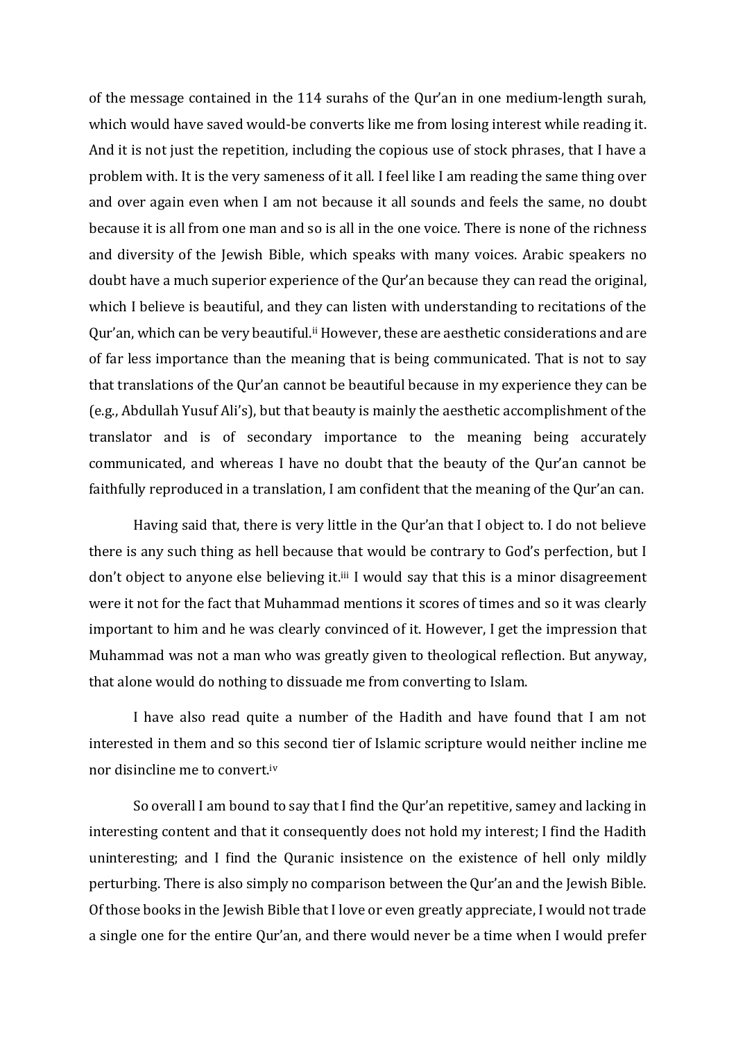of the message contained in the 114 surahs of the Qur'an in one medium-length surah, which would have saved would-be converts like me from losing interest while reading it. And it is not just the repetition, including the copious use of stock phrases, that I have a problem with. It is the very sameness of it all. I feel like I am reading the same thing over and over again even when I am not because it all sounds and feels the same, no doubt because it is all from one man and so is all in the one voice. There is none of the richness and diversity of the Jewish Bible, which speaks with many voices. Arabic speakers no doubt have a much superior experience of the Qur'an because they can read the original, which I believe is beautiful, and they can listen with understanding to recitations of the Qur'an, which can be very beautiful.[ii] However, these are aesthetic considerations and are of far less importance than the meaning that is being communicated. That is not to say that translations of the Qur'an cannot be beautiful because in my experience they can be (e.g., Abdullah Yusuf Ali's), but that beauty is mainly the aesthetic accomplishment of the translator and is of secondary importance to the meaning being accurately communicated, and whereas I have no doubt that the beauty of the Qur'an cannot be faithfully reproduced in a translation, I am confident that the meaning of the Qur'an can.

Having said that, there is very little in the Qur'an that I object to. I do not believe there is any such thing as hell because that would be contrary to God's perfection, but I don't object to anyone else believing it.[iii] I would say that this is a minor disagreement were it not for the fact that Muhammad mentions it scores of times and so it was clearly important to him and he was clearly convinced of it. However, I get the impression that Muhammad was not a man who was greatly given to theological reflection. But anyway, that alone would do nothing to dissuade me from converting to Islam.

I have also read quite a number of the Hadith and have found that I am not interested in them and so this second tier of Islamic scripture would neither incline me nor disincline me to convert.[iv]

So overall I am bound to say that I find the Qur'an repetitive, samey and lacking in interesting content and that it consequently does not hold my interest; I find the Hadith uninteresting; and I find the Quranic insistence on the existence of hell only mildly perturbing. There is also simply no comparison between the Qur'an and the Jewish Bible. Of those books in the Jewish Bible that I love or even greatly appreciate, I would not trade a single one for the entire Qur'an, and there would never be a time when I would prefer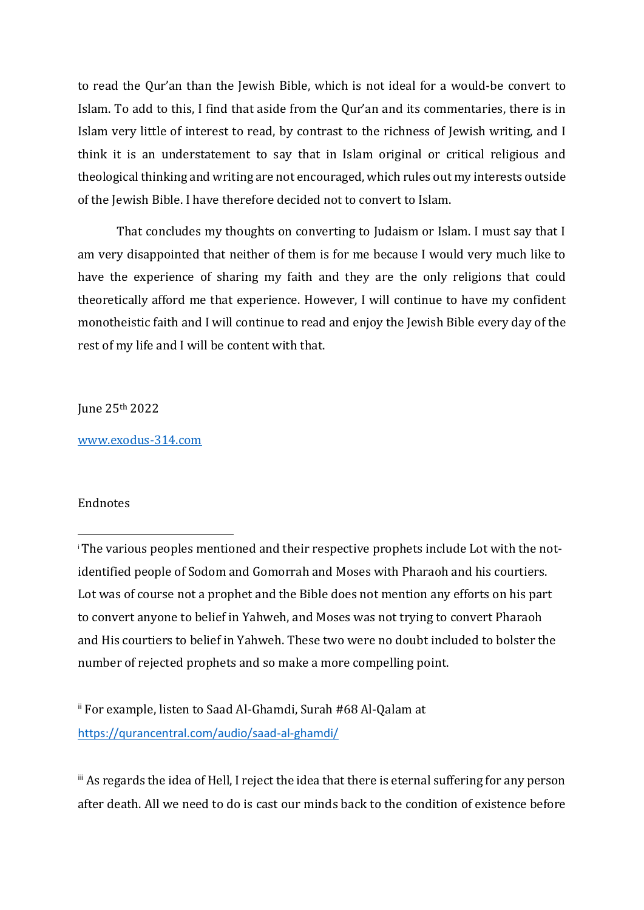to read the Qur'an than the Jewish Bible, which is not ideal for a would-be convert to Islam. To add to this, I find that aside from the Qur'an and its commentaries, there is in Islam very little of interest to read, by contrast to the richness of Jewish writing, and I think it is an understatement to say that in Islam original or critical religious and theological thinking and writing are not encouraged, which rules out my interests outside of the Jewish Bible. I have therefore decided not to convert to Islam.

That concludes my thoughts on converting to Judaism or Islam. I must say that I am very disappointed that neither of them is for me because I would very much like to have the experience of sharing my faith and they are the only religions that could theoretically afford me that experience. However, I will continue to have my confident monotheistic faith and I will continue to read and enjoy the Jewish Bible every day of the rest of my life and I will be content with that.

June 25th 2022

[www.exodus-314.com](http://www.exodus-314.com)

Endnotes

---

[i] The various peoples mentioned and their respective prophets include Lot with the not-identified people of Sodom and Gomorrah and Moses with Pharaoh and his courtiers. Lot was of course not a prophet and the Bible does not mention any efforts on his part to convert anyone to belief in Yahweh, and Moses was not trying to convert Pharaoh and His courtiers to belief in Yahweh. These two were no doubt included to bolster the number of rejected prophets and so make a more compelling point.

[ii] For example, listen to Saad Al-Ghamdi, Surah #68 Al-Qalam at [https://qurancentral.com/audio/saad-al-ghamdi/](https://qurancentral.com/audio/saad-al-ghamdi/)

[iii] As regards the idea of Hell, I reject the idea that there is eternal suffering for any person after death. All we need to do is cast our minds back to the condition of existence before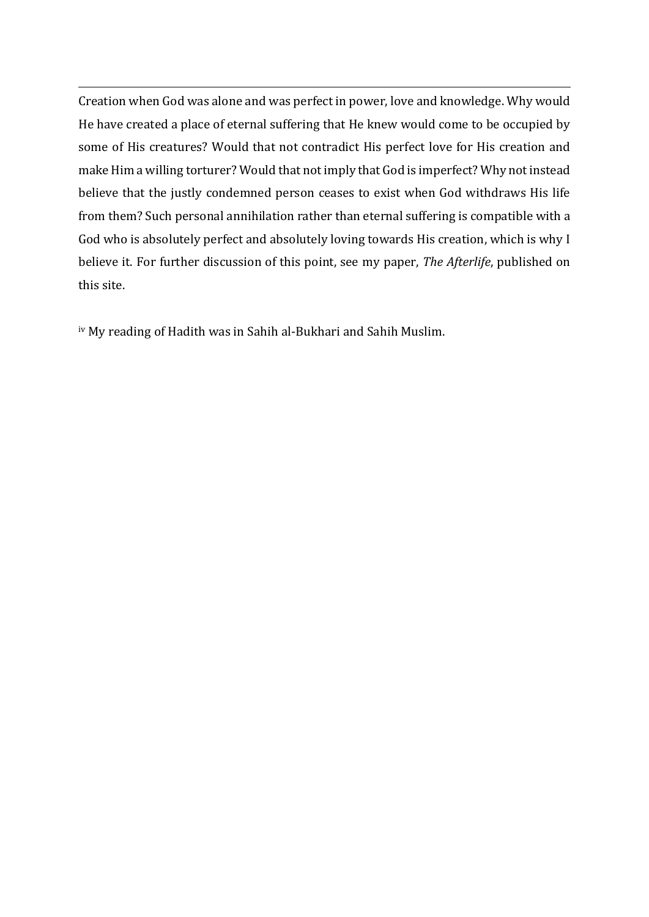Creation when God was alone and was perfect in power, love and knowledge. Why would He have created a place of eternal suffering that He knew would come to be occupied by some of His creatures? Would that not contradict His perfect love for His creation and make Him a willing torturer? Would that not imply that God is imperfect? Why not instead believe that the justly condemned person ceases to exist when God withdraws His life from them? Such personal annihilation rather than eternal suffering is compatible with a God who is absolutely perfect and absolutely loving towards His creation, which is why I believe it. For further discussion of this point, see my paper, *The Afterlife*, published on this site.

[iv] My reading of Hadith was in Sahih al-Bukhari and Sahih Muslim.